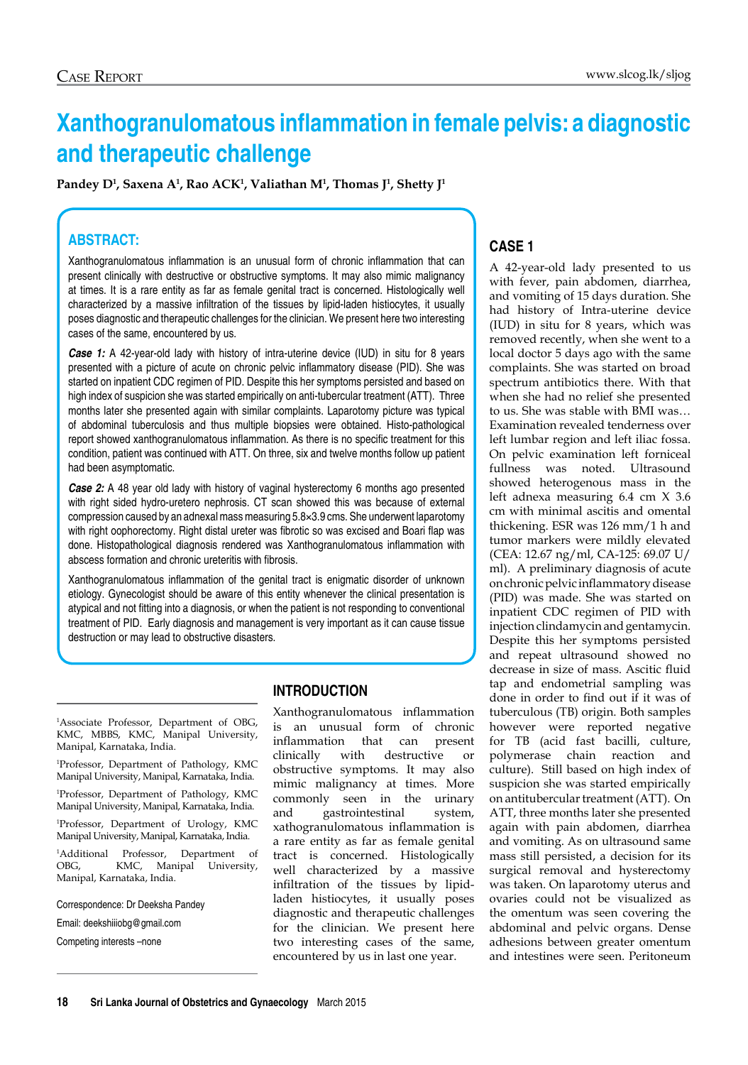# Xanthogranulomatous inflammation in female pelvis: a diagnostic and therapeutic challenge

**Pandey D[1], Saxena A[1], Rao ACK[1], Valiathan M[1], Thomas J[1], Shetty J[1]**

## ABSTRACT:

Xanthogranulomatous inflammation is an unusual form of chronic inflammation that can present clinically with destructive or obstructive symptoms. It may also mimic malignancy at times. It is a rare entity as far as female genital tract is concerned. Histologically well characterized by a massive infiltration of the tissues by lipid-laden histiocytes, it usually poses diagnostic and therapeutic challenges for the clinician. We present here two interesting cases of the same, encountered by us.

***Case 1:*** A 42-year-old lady with history of intra-uterine device (IUD) in situ for 8 years presented with a picture of acute on chronic pelvic inflammatory disease (PID). She was started on inpatient CDC regimen of PID. Despite this her symptoms persisted and based on high index of suspicion she was started empirically on anti-tubercular treatment (ATT). Three months later she presented again with similar complaints. Laparotomy picture was typical of abdominal tuberculosis and thus multiple biopsies were obtained. Histo-pathological report showed xanthogranulomatous inflammation. As there is no specific treatment for this condition, patient was continued with ATT. On three, six and twelve months follow up patient had been asymptomatic.

***Case 2:*** A 48 year old lady with history of vaginal hysterectomy 6 months ago presented with right sided hydro-uretero nephrosis. CT scan showed this was because of external compression caused by an adnexal mass measuring 5.8×3.9 cms. She underwent laparotomy with right oophorectomy. Right distal ureter was fibrotic so was excised and Boari flap was done. Histopathological diagnosis rendered was Xanthogranulomatous inflammation with abscess formation and chronic ureteritis with fibrosis.

Xanthogranulomatous inflammation of the genital tract is enigmatic disorder of unknown etiology. Gynecologist should be aware of this entity whenever the clinical presentation is atypical and not fitting into a diagnosis, or when the patient is not responding to conventional treatment of PID. Early diagnosis and management is very important as it can cause tissue destruction or may lead to obstructive disasters.

[1]Associate Professor, Department of OBG, KMC, MBBS, KMC, Manipal University, Manipal, Karnataka, India.

[1]Professor, Department of Pathology, KMC Manipal University, Manipal, Karnataka, India.

[1]Professor, Department of Pathology, KMC Manipal University, Manipal, Karnataka, India.

[1]Professor, Department of Urology, KMC Manipal University, Manipal, Karnataka, India.

[1]Additional Professor, Department of OBG, KMC, Manipal University, Manipal, Karnataka, India.

Correspondence: Dr Deeksha Pandey

Email: deekshiiiobg@gmail.com

Competing interests –none

## INTRODUCTION

Xanthogranulomatous inflammation is an unusual form of chronic inflammation that can present clinically with destructive or obstructive symptoms. It may also mimic malignancy at times. More commonly seen in the urinary and gastrointestinal system, xathogranulomatous inflammation is a rare entity as far as female genital tract is concerned. Histologically well characterized by a massive infiltration of the tissues by lipid-laden histiocytes, it usually poses diagnostic and therapeutic challenges for the clinician. We present here two interesting cases of the same, encountered by us in last one year.

## CASE 1

A 42-year-old lady presented to us with fever, pain abdomen, diarrhea, and vomiting of 15 days duration. She had history of Intra-uterine device (IUD) in situ for 8 years, which was removed recently, when she went to a local doctor 5 days ago with the same complaints. She was started on broad spectrum antibiotics there. With that when she had no relief she presented to us. She was stable with BMI was… Examination revealed tenderness over left lumbar region and left iliac fossa. On pelvic examination left forniceal fullness was noted. Ultrasound showed heterogenous mass in the left adnexa measuring 6.4 cm X 3.6 cm with minimal ascitis and omental thickening. ESR was 126 mm/1 h and tumor markers were mildly elevated (CEA: 12.67 ng/ml, CA-125: 69.07 U/ml). A preliminary diagnosis of acute on chronic pelvic inflammatory disease (PID) was made. She was started on inpatient CDC regimen of PID with injection clindamycin and gentamycin. Despite this her symptoms persisted and repeat ultrasound showed no decrease in size of mass. Ascitic fluid tap and endometrial sampling was done in order to find out if it was of tuberculous (TB) origin. Both samples however were reported negative for TB (acid fast bacilli, culture, polymerase chain reaction and culture). Still based on high index of suspicion she was started empirically on antitubercular treatment (ATT). On ATT, three months later she presented again with pain abdomen, diarrhea and vomiting. As on ultrasound same mass still persisted, a decision for its surgical removal and hysterectomy was taken. On laparotomy uterus and ovaries could not be visualized as the omentum was seen covering the abdominal and pelvic organs. Dense adhesions between greater omentum and intestines were seen. Peritoneum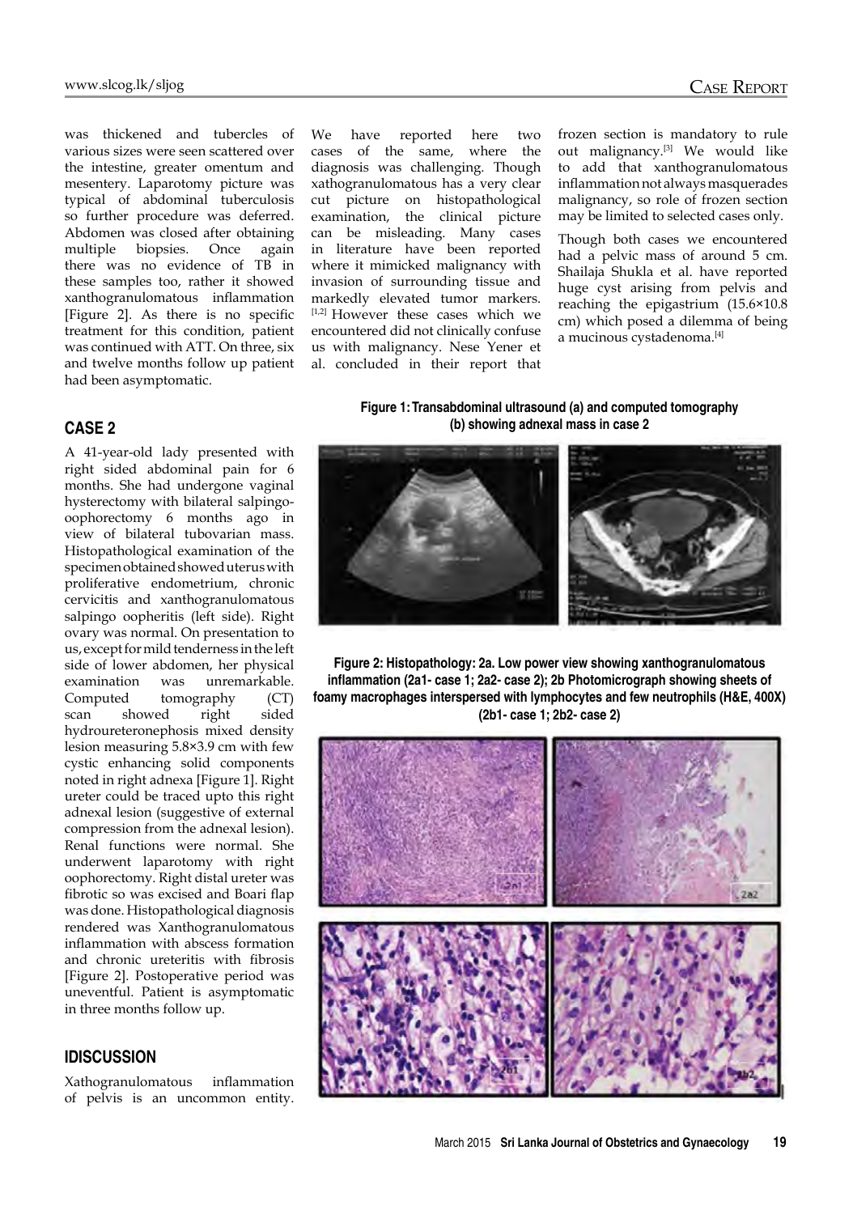was thickened and tubercles of various sizes were seen scattered over the intestine, greater omentum and mesentery. Laparotomy picture was typical of abdominal tuberculosis so further procedure was deferred. Abdomen was closed after obtaining multiple biopsies. Once again there was no evidence of TB in these samples too, rather it showed xanthogranulomatous inflammation [Figure 2]. As there is no specific treatment for this condition, patient was continued with ATT. On three, six and twelve months follow up patient had been asymptomatic.

## CASE 2

A 41-year-old lady presented with right sided abdominal pain for 6 months. She had undergone vaginal hysterectomy with bilateral salpingo-oophorectomy 6 months ago in view of bilateral tubovarian mass. Histopathological examination of the specimen obtained showed uterus with proliferative endometrium, chronic cervicitis and xanthogranulomatous salpingo oopheritis (left side). Right ovary was normal. On presentation to us, except for mild tenderness in the left side of lower abdomen, her physical examination was unremarkable. Computed tomography (CT) scan showed right sided hydroureteronephosis mixed density lesion measuring 5.8×3.9 cm with few cystic enhancing solid components noted in right adnexa [Figure 1]. Right ureter could be traced upto this right adnexal lesion (suggestive of external compression from the adnexal lesion). Renal functions were normal. She underwent laparotomy with right oophorectomy. Right distal ureter was fibrotic so was excised and Boari flap was done. Histopathological diagnosis rendered was Xanthogranulomatous inflammation with abscess formation and chronic ureteritis with fibrosis [Figure 2]. Postoperative period was uneventful. Patient is asymptomatic in three months follow up.

## IDISCUSSION

Xathogranulomatous inflammation of pelvis is an uncommon entity. We have reported here two cases of the same, where the diagnosis was challenging. Though xathogranulomatous has a very clear cut picture on histopathological examination, the clinical picture can be misleading. Many cases in literature have been reported where it mimicked malignancy with invasion of surrounding tissue and markedly elevated tumor markers.[1,2] However these cases which we encountered did not clinically confuse us with malignancy. Nese Yener et al. concluded in their report that frozen section is mandatory to rule out malignancy.[3] We would like to add that xanthogranulomatous inflammation not always masquerades malignancy, so role of frozen section may be limited to selected cases only.

Though both cases we encountered had a pelvic mass of around 5 cm. Shailaja Shukla et al. have reported huge cyst arising from pelvis and reaching the epigastrium (15.6×10.8 cm) which posed a dilemma of being a mucinous cystadenoma.[4]

**Figure 1: Transabdominal ultrasound (a) and computed tomography (b) showing adnexal mass in case 2**

**Figure 2: Histopathology: 2a. Low power view showing xanthogranulomatous inflammation (2a1- case 1; 2a2- case 2); 2b Photomicrograph showing sheets of foamy macrophages interspersed with lymphocytes and few neutrophils (H&E, 400X) (2b1- case 1; 2b2- case 2)**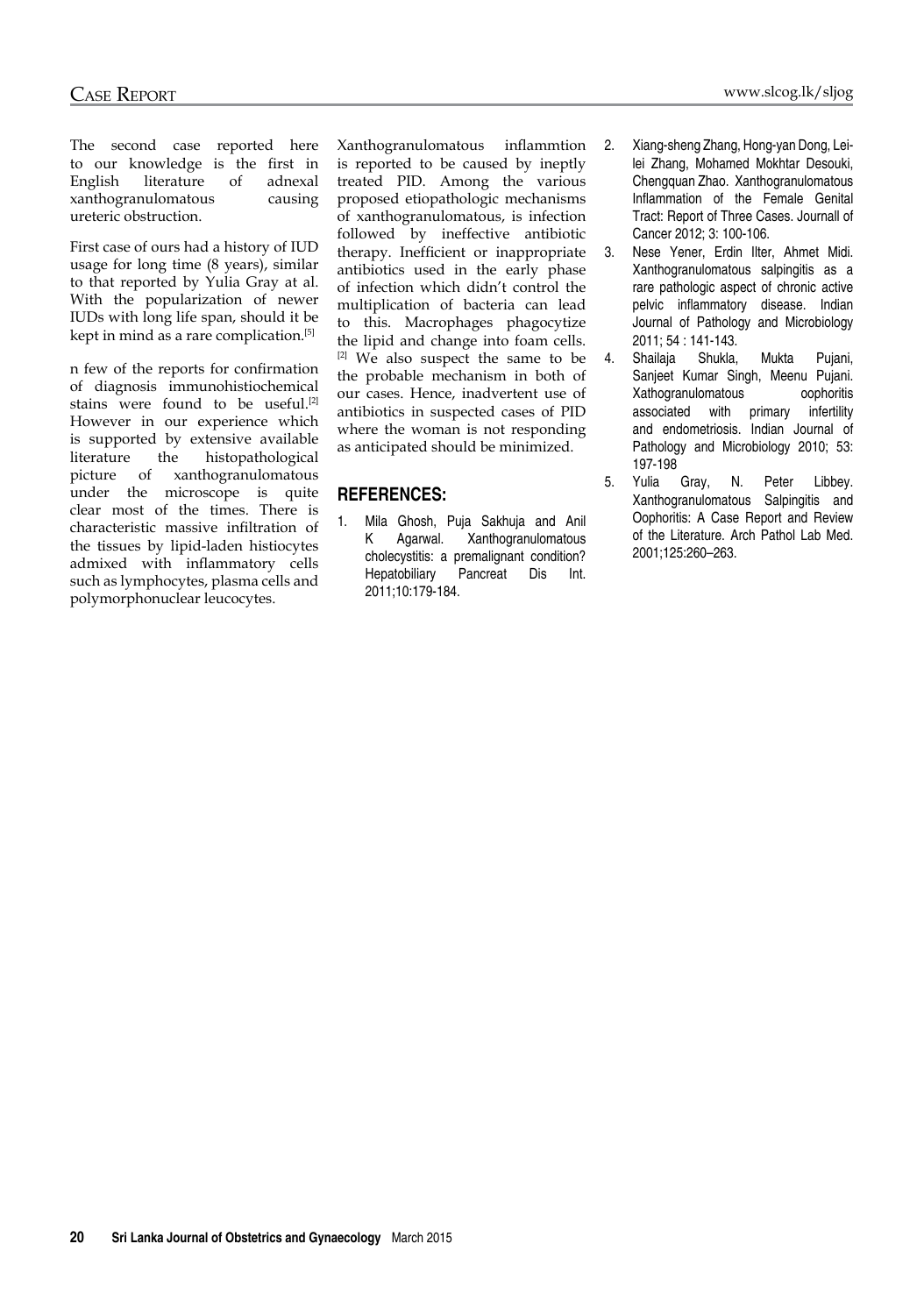The second case reported here to our knowledge is the first in English literature of adnexal xanthogranulomatous causing ureteric obstruction.

First case of ours had a history of IUD usage for long time (8 years), similar to that reported by Yulia Gray at al. With the popularization of newer IUDs with long life span, should it be kept in mind as a rare complication.[5]

n few of the reports for confirmation of diagnosis immunohistiochemical stains were found to be useful.[2] However in our experience which is supported by extensive available literature the histopathological picture of xanthogranulomatous under the microscope is quite clear most of the times. There is characteristic massive infiltration of the tissues by lipid-laden histiocytes admixed with inflammatory cells such as lymphocytes, plasma cells and polymorphonuclear leucocytes.

Xanthogranulomatous inflammtion is reported to be caused by ineptly treated PID. Among the various proposed etiopathologic mechanisms of xanthogranulomatous, is infection followed by ineffective antibiotic therapy. Inefficient or inappropriate antibiotics used in the early phase of infection which didn't control the multiplication of bacteria can lead to this. Macrophages phagocytize the lipid and change into foam cells.[2] We also suspect the same to be the probable mechanism in both of our cases. Hence, inadvertent use of antibiotics in suspected cases of PID where the woman is not responding as anticipated should be minimized.

## REFERENCES:

1. Mila Ghosh, Puja Sakhuja and Anil K Agarwal. Xanthogranulomatous cholecystitis: a premalignant condition? Hepatobiliary Pancreat Dis Int. 2011;10:179-184.
2. Xiang-sheng Zhang, Hong-yan Dong, Lei-lei Zhang, Mohamed Mokhtar Desouki, Chengquan Zhao. Xanthogranulomatous Inflammation of the Female Genital Tract: Report of Three Cases. Journall of Cancer 2012; 3: 100-106.
3. Nese Yener, Erdin Ilter, Ahmet Midi. Xanthogranulomatous salpingitis as a rare pathologic aspect of chronic active pelvic inflammatory disease. Indian Journal of Pathology and Microbiology 2011; 54 : 141-143.
4. Shailaja Shukla, Mukta Pujani, Sanjeet Kumar Singh, Meenu Pujani. Xathogranulomatous oophoritis associated with primary infertility and endometriosis. Indian Journal of Pathology and Microbiology 2010; 53: 197-198
5. Yulia Gray, N. Peter Libbey. Xanthogranulomatous Salpingitis and Oophoritis: A Case Report and Review of the Literature. Arch Pathol Lab Med. 2001;125:260–263.